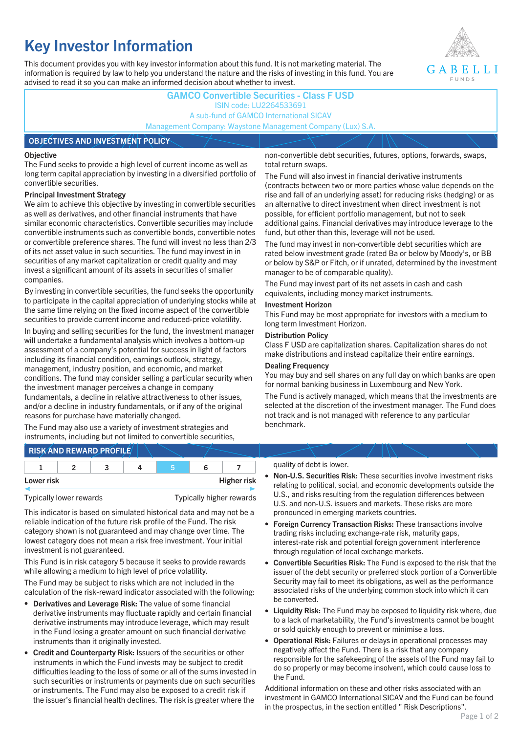# Key Investor Information

This document provides you with key investor information about this fund. It is not marketing material. The information is required by law to help you understand the nature and the risks of investing in this fund. You are advised to read it so you can make an informed decision about whether to invest.

**GAMCO Convertible Securities - Class F USD**
ISIN code: LU2264533691
A sub-fund of GAMCO International SICAV
Management Company: Waystone Management Company (Lux) S.A.

## OBJECTIVES AND INVESTMENT POLICY

### Objective

The Fund seeks to provide a high level of current income as well as long term capital appreciation by investing in a diversified portfolio of convertible securities.

### Principal Investment Strategy

We aim to achieve this objective by investing in convertible securities as well as derivatives, and other financial instruments that have similar economic characteristics. Convertible securities may include convertible instruments such as convertible bonds, convertible notes or convertible preference shares. The fund will invest no less than 2/3 of its net asset value in such securities. The fund may invest in in securities of any market capitalization or credit quality and may invest a significant amount of its assets in securities of smaller companies.

By investing in convertible securities, the fund seeks the opportunity to participate in the capital appreciation of underlying stocks while at the same time relying on the fixed income aspect of the convertible securities to provide current income and reduced-price volatility.

In buying and selling securities for the fund, the investment manager will undertake a fundamental analysis which involves a bottom-up assessment of a company's potential for success in light of factors including its financial condition, earnings outlook, strategy, management, industry position, and economic, and market conditions. The fund may consider selling a particular security when the investment manager perceives a change in company fundamentals, a decline in relative attractiveness to other issues, and/or a decline in industry fundamentals, or if any of the original reasons for purchase have materially changed.

The Fund may also use a variety of investment strategies and instruments, including but not limited to convertible securities, non-convertible debt securities, futures, options, forwards, swaps, total return swaps.

The Fund will also invest in financial derivative instruments (contracts between two or more parties whose value depends on the rise and fall of an underlying asset) for reducing risks (hedging) or as an alternative to direct investment when direct investment is not possible, for efficient portfolio management, but not to seek additional gains. Financial derivatives may introduce leverage to the fund, but other than this, leverage will not be used.

The fund may invest in non-convertible debt securities which are rated below investment grade (rated Ba or below by Moody's, or BB or below by S&P or Fitch, or if unrated, determined by the investment manager to be of comparable quality).

The Fund may invest part of its net assets in cash and cash equivalents, including money market instruments.

### Investment Horizon

This Fund may be most appropriate for investors with a medium to long term Investment Horizon.

### Distribution Policy

Class F USD are capitalization shares. Capitalization shares do not make distributions and instead capitalize their entire earnings.

### Dealing Frequency

You may buy and sell shares on any full day on which banks are open for normal banking business in Luxembourg and New York.

The Fund is actively managed, which means that the investments are selected at the discretion of the investment manager. The Fund does not track and is not managed with reference to any particular benchmark.

## RISK AND REWARD PROFILE

| 1 | 2 | 3 | 4 | **5** | 6 | 7 |
|---|---|---|---|---|---|---|

**Lower risk** — **Higher risk**

Typically lower rewards — Typically higher rewards

This indicator is based on simulated historical data and may not be a reliable indication of the future risk profile of the Fund. The risk category shown is not guaranteed and may change over time. The lowest category does not mean a risk free investment. Your initial investment is not guaranteed.

This Fund is in risk category 5 because it seeks to provide rewards while allowing a medium to high level of price volatility.

The Fund may be subject to risks which are not included in the calculation of the risk-reward indicator associated with the following:

- **Derivatives and Leverage Risk:** The value of some financial derivative instruments may fluctuate rapidly and certain financial derivative instruments may introduce leverage, which may result in the Fund losing a greater amount on such financial derivative instruments than it originally invested.
- **Credit and Counterparty Risk:** Issuers of the securities or other instruments in which the Fund invests may be subject to credit difficulties leading to the loss of some or all of the sums invested in such securities or instruments or payments due on such securities or instruments. The Fund may also be exposed to a credit risk if the issuer's financial health declines. The risk is greater where the quality of debt is lower.
- **Non-U.S. Securities Risk:** These securities involve investment risks relating to political, social, and economic developments outside the U.S., and risks resulting from the regulation differences between U.S. and non-U.S. issuers and markets. These risks are more pronounced in emerging markets countries.
- **Foreign Currency Transaction Risks:** These transactions involve trading risks including exchange-rate risk, maturity gaps, interest-rate risk and potential foreign government interference through regulation of local exchange markets.
- **Convertible Securities Risk:** The Fund is exposed to the risk that the issuer of the debt security or preferred stock portion of a Convertible Security may fail to meet its obligations, as well as the performance associated risks of the underlying common stock into which it can be converted.
- **Liquidity Risk:** The Fund may be exposed to liquidity risk where, due to a lack of marketability, the Fund's investments cannot be bought or sold quickly enough to prevent or minimise a loss.
- **Operational Risk:** Failures or delays in operational processes may negatively affect the Fund. There is a risk that any company responsible for the safekeeping of the assets of the Fund may fail to do so properly or may become insolvent, which could cause loss to the Fund.

Additional information on these and other risks associated with an investment in GAMCO International SICAV and the Fund can be found in the prospectus, in the section entitled " Risk Descriptions".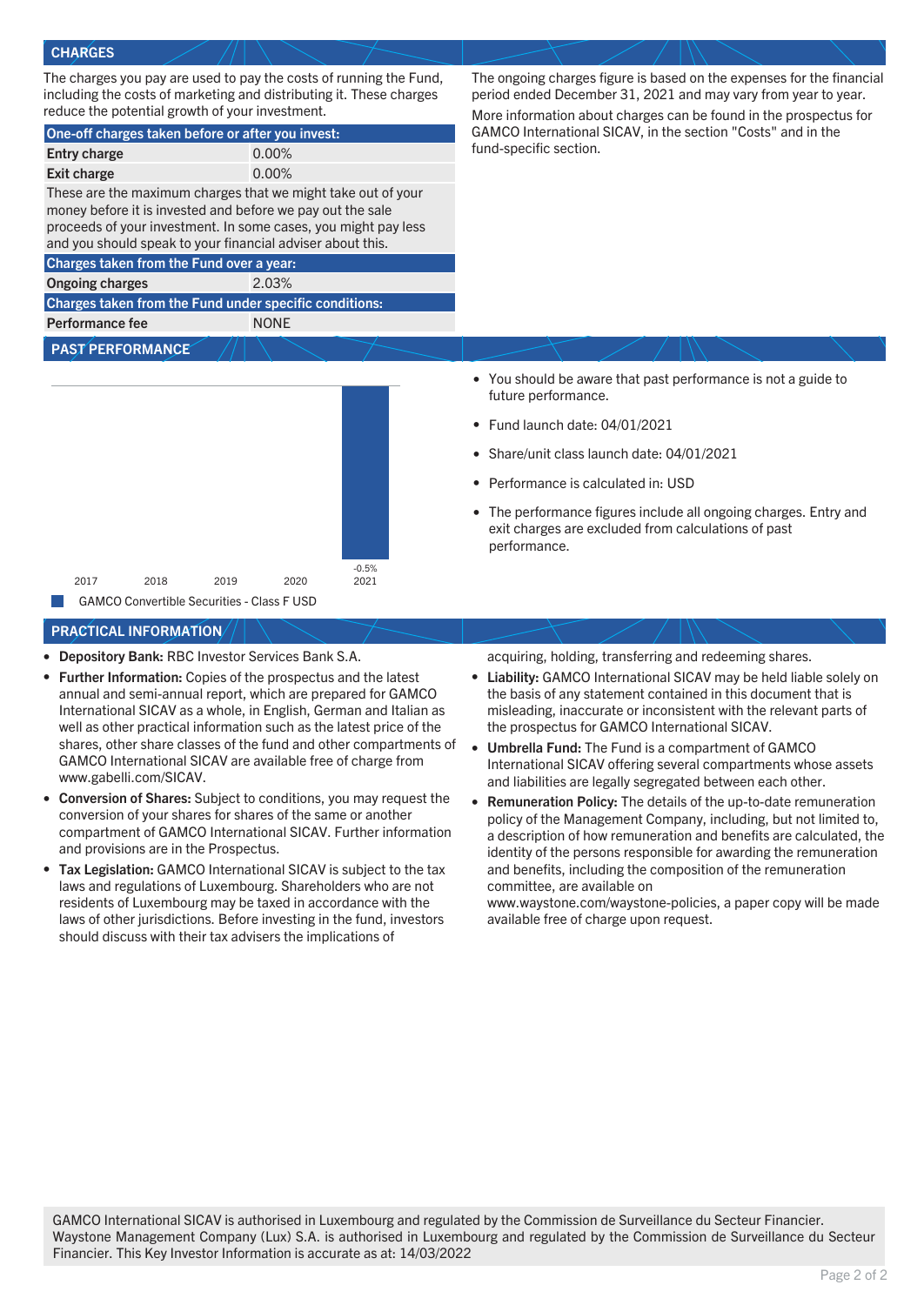## CHARGES

The charges you pay are used to pay the costs of running the Fund, including the costs of marketing and distributing it. These charges reduce the potential growth of your investment.

| One-off charges taken before or after you invest: | |
|---|---|
| **Entry charge** | 0.00% |
| **Exit charge** | 0.00% |
| These are the maximum charges that we might take out of your money before it is invested and before we pay out the sale proceeds of your investment. In some cases, you might pay less and you should speak to your financial adviser about this. | |
| **Charges taken from the Fund over a year:** | |
| **Ongoing charges** | 2.03% |
| **Charges taken from the Fund under specific conditions:** | |
| **Performance fee** | NONE |

The ongoing charges figure is based on the expenses for the financial period ended December 31, 2021 and may vary from year to year.

More information about charges can be found in the prospectus for GAMCO International SICAV, in the section "Costs" and in the fund-specific section.

## PAST PERFORMANCE

-0.5%

2017 2018 2019 2020 2021

GAMCO Convertible Securities - Class F USD

- You should be aware that past performance is not a guide to future performance.
- Fund launch date: 04/01/2021
- Share/unit class launch date: 04/01/2021
- Performance is calculated in: USD
- The performance figures include all ongoing charges. Entry and exit charges are excluded from calculations of past performance.

## PRACTICAL INFORMATION

- **Depository Bank:** RBC Investor Services Bank S.A.
- **Further Information:** Copies of the prospectus and the latest annual and semi-annual report, which are prepared for GAMCO International SICAV as a whole, in English, German and Italian as well as other practical information such as the latest price of the shares, other share classes of the fund and other compartments of GAMCO International SICAV are available free of charge from www.gabelli.com/SICAV.
- **Conversion of Shares:** Subject to conditions, you may request the conversion of your shares for shares of the same or another compartment of GAMCO International SICAV. Further information and provisions are in the Prospectus.
- **Tax Legislation:** GAMCO International SICAV is subject to the tax laws and regulations of Luxembourg. Shareholders who are not residents of Luxembourg may be taxed in accordance with the laws of other jurisdictions. Before investing in the fund, investors should discuss with their tax advisers the implications of acquiring, holding, transferring and redeeming shares.
- **Liability:** GAMCO International SICAV may be held liable solely on the basis of any statement contained in this document that is misleading, inaccurate or inconsistent with the relevant parts of the prospectus for GAMCO International SICAV.
- **Umbrella Fund:** The Fund is a compartment of GAMCO International SICAV offering several compartments whose assets and liabilities are legally segregated between each other.
- **Remuneration Policy:** The details of the up-to-date remuneration policy of the Management Company, including, but not limited to, a description of how remuneration and benefits are calculated, the identity of the persons responsible for awarding the remuneration and benefits, including the composition of the remuneration committee, are available on www.waystone.com/waystone-policies, a paper copy will be made available free of charge upon request.

GAMCO International SICAV is authorised in Luxembourg and regulated by the Commission de Surveillance du Secteur Financier. Waystone Management Company (Lux) S.A. is authorised in Luxembourg and regulated by the Commission de Surveillance du Secteur Financier. This Key Investor Information is accurate as at: 14/03/2022